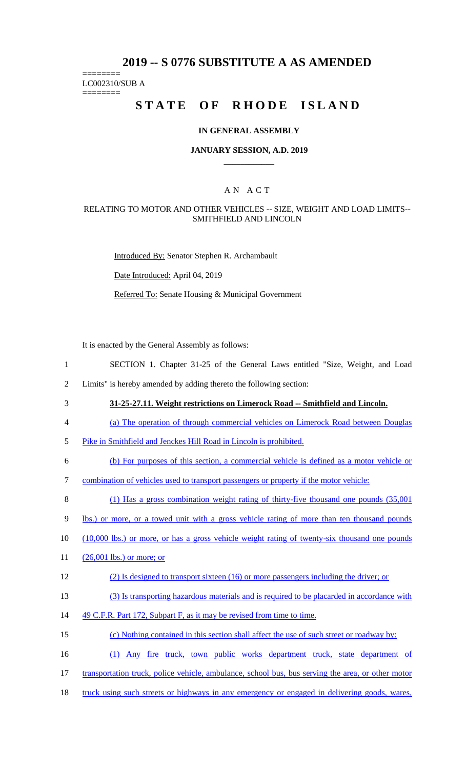# 2019 -- S 0776 SUBSTITUTE A AS AMENDED

========
LC002310/SUB A
========

# STATE OF RHODE ISLAND

## IN GENERAL ASSEMBLY

### JANUARY SESSION, A.D. 2019

## A N A C T

### RELATING TO MOTOR AND OTHER VEHICLES -- SIZE, WEIGHT AND LOAD LIMITS-- SMITHFIELD AND LINCOLN

Introduced By: Senator Stephen R. Archambault

Date Introduced: April 04, 2019

Referred To: Senate Housing & Municipal Government

It is enacted by the General Assembly as follows:

1 SECTION 1. Chapter 31-25 of the General Laws entitled "Size, Weight, and Load
2 Limits" is hereby amended by adding thereto the following section:

3 **31-25-27.11. Weight restrictions on Limerock Road -- Smithfield and Lincoln.**

4 (a) The operation of through commercial vehicles on Limerock Road between Douglas
5 Pike in Smithfield and Jenckes Hill Road in Lincoln is prohibited.

6 (b) For purposes of this section, a commercial vehicle is defined as a motor vehicle or
7 combination of vehicles used to transport passengers or property if the motor vehicle:

8 (1) Has a gross combination weight rating of thirty-five thousand one pounds (35,001
9 lbs.) or more, or a towed unit with a gross vehicle rating of more than ten thousand pounds
10 (10,000 lbs.) or more, or has a gross vehicle weight rating of twenty-six thousand one pounds
11 (26,001 lbs.) or more; or

12 (2) Is designed to transport sixteen (16) or more passengers including the driver; or

13 (3) Is transporting hazardous materials and is required to be placarded in accordance with
14 49 C.F.R. Part 172, Subpart F, as it may be revised from time to time.

15 (c) Nothing contained in this section shall affect the use of such street or roadway by:

16 (1) Any fire truck, town public works department truck, state department of
17 transportation truck, police vehicle, ambulance, school bus, bus serving the area, or other motor
18 truck using such streets or highways in any emergency or engaged in delivering goods, wares,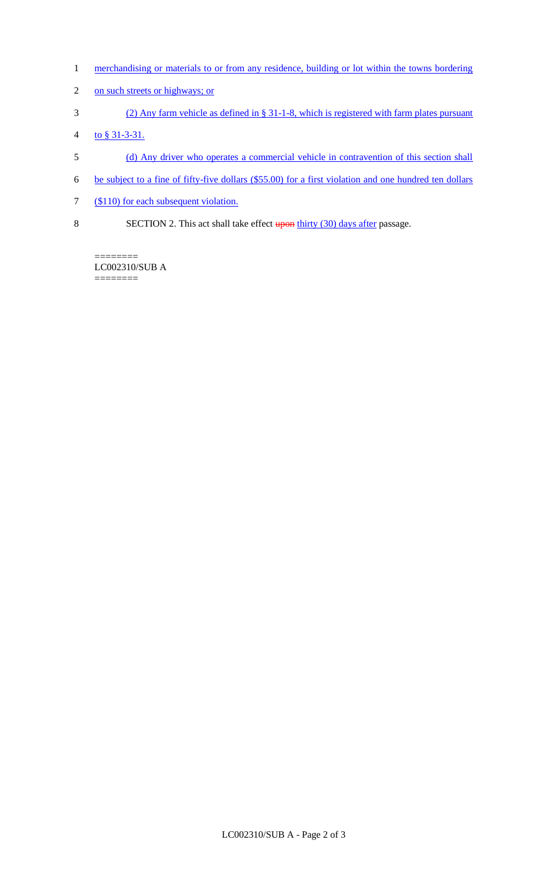merchandising or materials to or from any residence, building or lot within the towns bordering on such streets or highways; or

(2) Any farm vehicle as defined in § 31-1-8, which is registered with farm plates pursuant to § 31-3-31.

(d) Any driver who operates a commercial vehicle in contravention of this section shall be subject to a fine of fifty-five dollars ($55.00) for a first violation and one hundred ten dollars ($110) for each subsequent violation.

SECTION 2. This act shall take effect ~~upon~~ thirty (30) days after passage.

========
LC002310/SUB A
========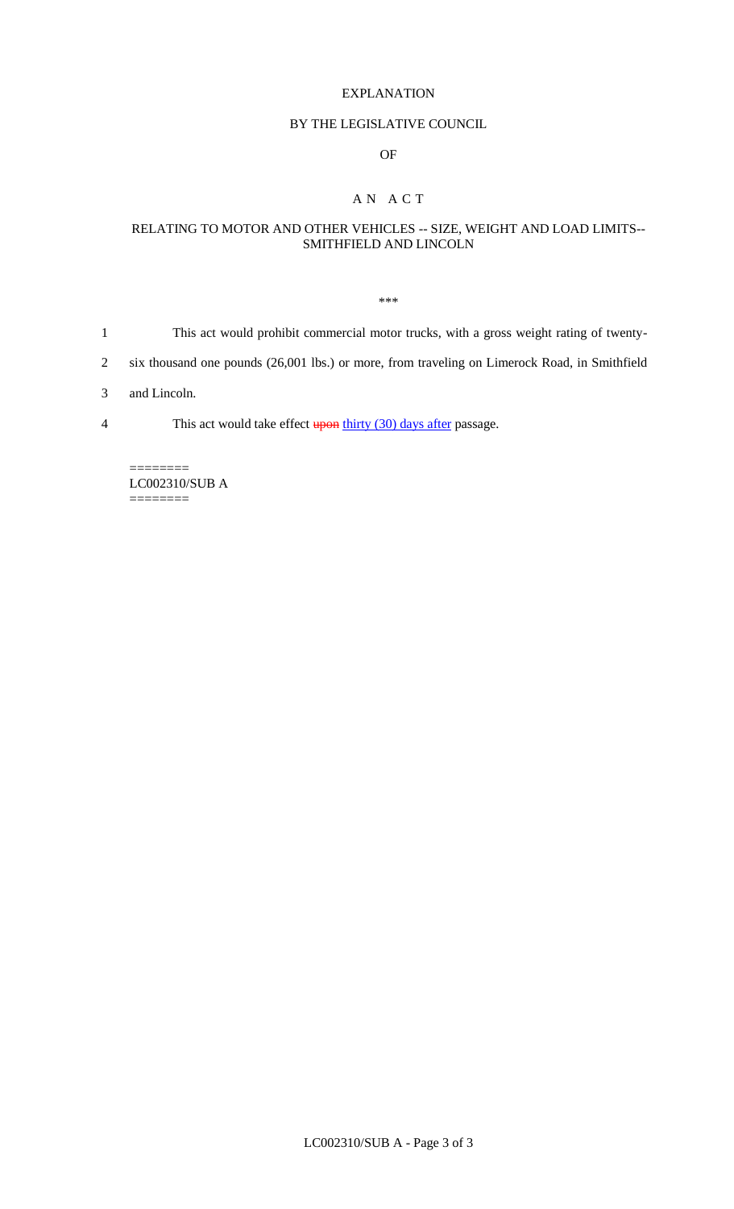EXPLANATION

BY THE LEGISLATIVE COUNCIL

OF

A N A C T

RELATING TO MOTOR AND OTHER VEHICLES -- SIZE, WEIGHT AND LOAD LIMITS-- SMITHFIELD AND LINCOLN

\*\*\*

1 This act would prohibit commercial motor trucks, with a gross weight rating of twenty-

2 six thousand one pounds (26,001 lbs.) or more, from traveling on Limerock Road, in Smithfield

3 and Lincoln.

4 This act would take effect ~~upon~~ thirty (30) days after passage.

========
LC002310/SUB A
========